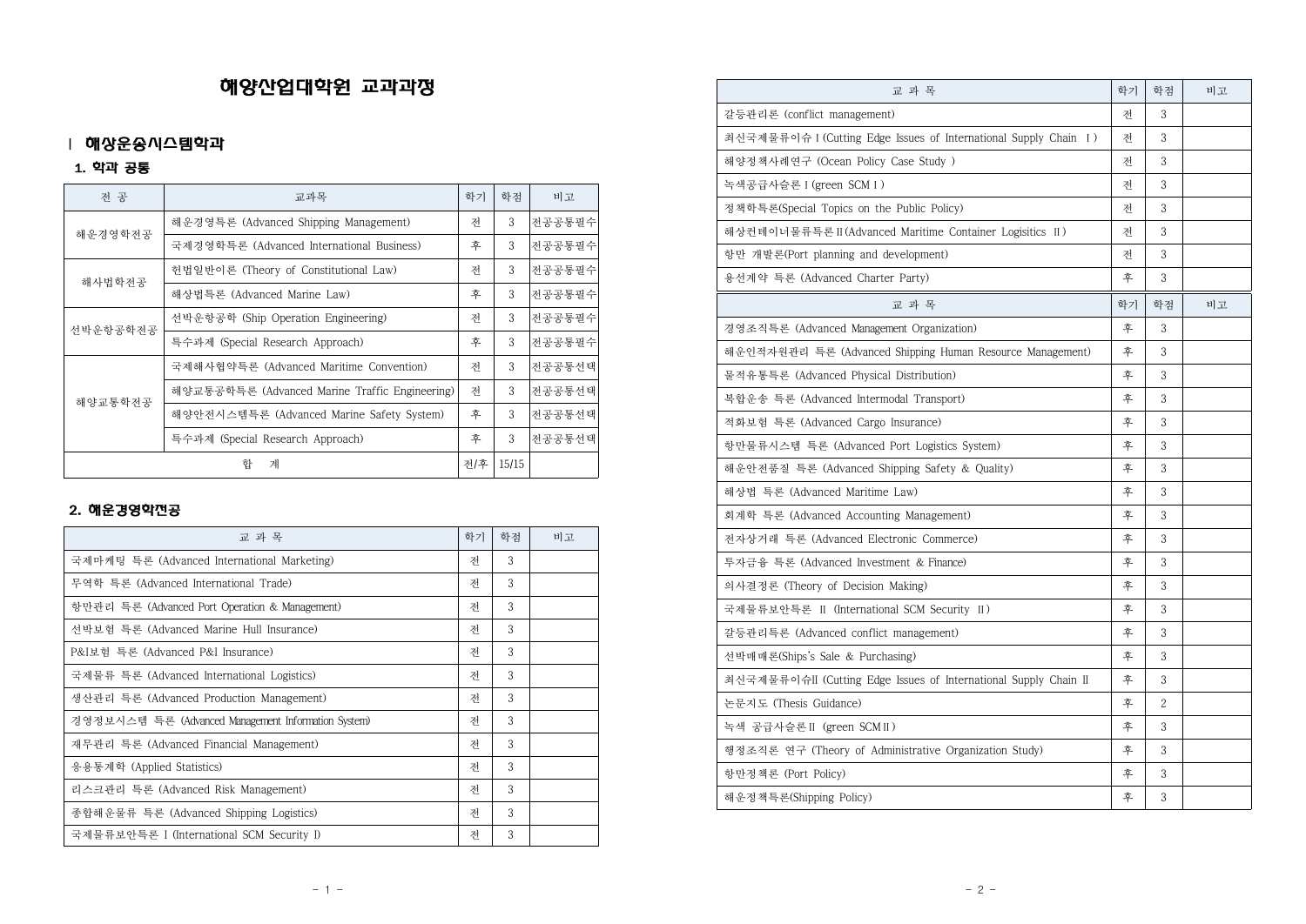# 해양산업대학원 교과과정

## Ⅰ 해상운송시스템학과

### 1. 학과 공통

| 전 공 | 교과목 | 학기 | 학점 | 비고 |
|---|---|---|---|---|
| 해운경영학전공 | 해운경영특론 (Advanced Shipping Management) | 전 | 3 | 전공공통필수 |
| | 국제경영학특론 (Advanced International Business) | 후 | 3 | 전공공통필수 |
| 해사법학전공 | 헌법일반이론 (Theory of Constitutional Law) | 전 | 3 | 전공공통필수 |
| | 해상법특론 (Advanced Marine Law) | 후 | 3 | 전공공통필수 |
| 선박운항공학전공 | 선박운항공학 (Ship Operation Engineering) | 전 | 3 | 전공공통필수 |
| | 특수과제 (Special Research Approach) | 후 | 3 | 전공공통필수 |
| 해양교통학전공 | 국제해사협약특론 (Advanced Maritime Convention) | 전 | 3 | 전공공통선택 |
| | 해양교통공학특론 (Advanced Marine Traffic Engineering) | 전 | 3 | 전공공통선택 |
| | 해양안전시스템특론 (Advanced Marine Safety System) | 후 | 3 | 전공공통선택 |
| | 특수과제 (Special Research Approach) | 후 | 3 | 전공공통선택 |
| 합 계 | | 전/후 | 15/15 | |

### 2. 해운경영학전공

| 교 과 목 | 학기 | 학점 | 비고 |
|---|---|---|---|
| 국제마케팅 특론 (Advanced International Marketing) | 전 | 3 | |
| 무역학 특론 (Advanced International Trade) | 전 | 3 | |
| 항만관리 특론 (Advanced Port Operation & Management) | 전 | 3 | |
| 선박보험 특론 (Advanced Marine Hull Insurance) | 전 | 3 | |
| P&I보험 특론 (Advanced P&I Insurance) | 전 | 3 | |
| 국제물류 특론 (Advanced International Logistics) | 전 | 3 | |
| 생산관리 특론 (Advanced Production Management) | 전 | 3 | |
| 경영정보시스템 특론 (Advanced Management Information System) | 전 | 3 | |
| 재무관리 특론 (Advanced Financial Management) | 전 | 3 | |
| 응용통계학 (Applied Statistics) | 전 | 3 | |
| 리스크관리 특론 (Advanced Risk Management) | 전 | 3 | |
| 종합해운물류 특론 (Advanced Shipping Logistics) | 전 | 3 | |
| 국제물류보안특론 Ⅰ (International SCM Security Ⅰ) | 전 | 3 | |
| 갈등관리론 (conflict management) | 전 | 3 | |
| 최신국제물류이슈Ⅰ(Cutting Edge Issues of International Supply Chain Ⅰ) | 전 | 3 | |
| 해양정책사례연구 (Ocean Policy Case Study ) | 전 | 3 | |
| 녹색공급사슬론Ⅰ(green SCMⅠ) | 전 | 3 | |
| 정책학특론(Special Topics on the Public Policy) | 전 | 3 | |
| 해상컨테이너물류특론Ⅱ(Advanced Maritime Container Logisitics Ⅱ) | 전 | 3 | |
| 항만 개발론(Port planning and development) | 전 | 3 | |
| 용선계약 특론 (Advanced Charter Party) | 후 | 3 | |
| 경영조직특론 (Advanced Management Organization) | 후 | 3 | |
| 해운인적자원관리 특론 (Advanced Shipping Human Resource Management) | 후 | 3 | |
| 물적유통특론 (Advanced Physical Distribution) | 후 | 3 | |
| 복합운송 특론 (Advanced Intermodal Transport) | 후 | 3 | |
| 적화보험 특론 (Advanced Cargo Insurance) | 후 | 3 | |
| 항만물류시스템 특론 (Advanced Port Logistics System) | 후 | 3 | |
| 해운안전품질 특론 (Advanced Shipping Safety & Quality) | 후 | 3 | |
| 해상법 특론 (Advanced Maritime Law) | 후 | 3 | |
| 회계학 특론 (Advanced Accounting Management) | 후 | 3 | |
| 전자상거래 특론 (Advanced Electronic Commerce) | 후 | 3 | |
| 투자금융 특론 (Advanced Investment & Finance) | 후 | 3 | |
| 의사결정론 (Theory of Decision Making) | 후 | 3 | |
| 국제물류보안특론 Ⅱ (International SCM Security Ⅱ) | 후 | 3 | |
| 갈등관리특론 (Advanced conflict management) | 후 | 3 | |
| 선박매매론(Ships's Sale & Purchasing) | 후 | 3 | |
| 최신국제물류이슈Ⅱ (Cutting Edge Issues of International Supply Chain Ⅱ | 후 | 3 | |
| 논문지도 (Thesis Guidance) | 후 | 2 | |
| 녹색 공급사슬론Ⅱ (green SCMⅡ) | 후 | 3 | |
| 행정조직론 연구 (Theory of Administrative Organization Study) | 후 | 3 | |
| 항만정책론 (Port Policy) | 후 | 3 | |
| 해운정책특론(Shipping Policy) | 후 | 3 | |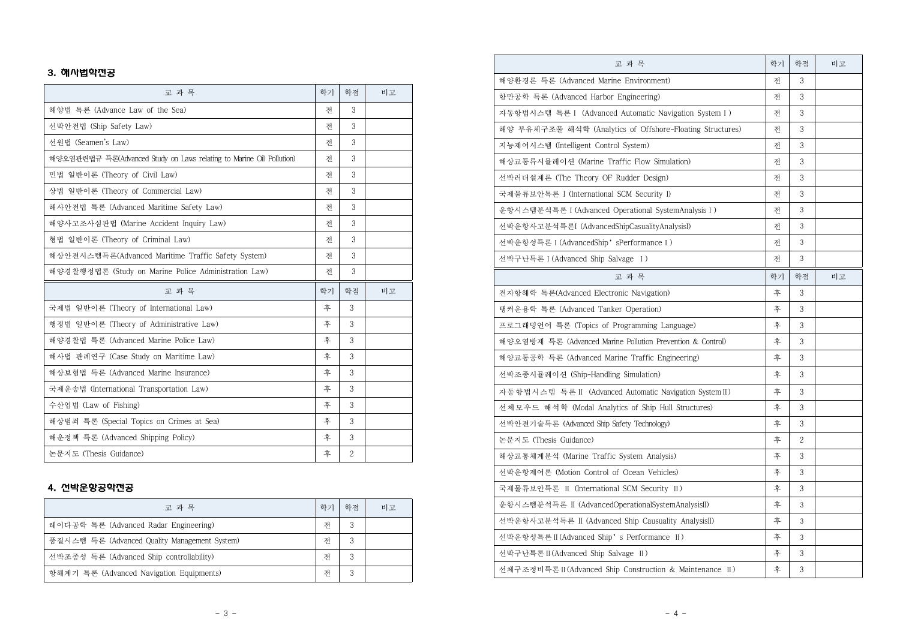## 3. 해사법학전공

| 교 과 목 | 학기 | 학점 | 비고 |
|---|---|---|---|
| 해양법 특론 (Advance Law of the Sea) | 전 | 3 | |
| 선박안전법 (Ship Safety Law) | 전 | 3 | |
| 선원법 (Seamen's Law) | 전 | 3 | |
| 해양오염관련법규 특론(Advanced Study on Laws relating to Marine Oil Pollution) | 전 | 3 | |
| 민법 일반이론 (Theory of Civil Law) | 전 | 3 | |
| 상법 일반이론 (Theory of Commercial Law) | 전 | 3 | |
| 해사안전법 특론 (Advanced Maritime Safety Law) | 전 | 3 | |
| 해양사고조사심판법 (Marine Accident Inquiry Law) | 전 | 3 | |
| 형법 일반이론 (Theory of Criminal Law) | 전 | 3 | |
| 해상안전시스템특론(Advanced Maritime Traffic Safety System) | 전 | 3 | |
| 해양경찰행정법론 (Study on Marine Police Administration Law) | 전 | 3 | |
| 교 과 목 | 학기 | 학점 | 비고 |
| 국제법 일반이론 (Theory of International Law) | 후 | 3 | |
| 행정법 일반이론 (Theory of Administrative Law) | 후 | 3 | |
| 해양경찰법 특론 (Advanced Marine Police Law) | 후 | 3 | |
| 해사법 판례연구 (Case Study on Maritime Law) | 후 | 3 | |
| 해상보험법 특론 (Advanced Marine Insurance) | 후 | 3 | |
| 국제운송법 (International Transportation Law) | 후 | 3 | |
| 수산업법 (Law of Fishing) | 후 | 3 | |
| 해상범죄 특론 (Special Topics on Crimes at Sea) | 후 | 3 | |
| 해운정책 특론 (Advanced Shipping Policy) | 후 | 3 | |
| 논문지도 (Thesis Guidance) | 후 | 2 | |

## 4. 선박운항공학전공

| 교 과 목 | 학기 | 학점 | 비고 |
|---|---|---|---|
| 레이다공학 특론 (Advanced Radar Engineering) | 전 | 3 | |
| 품질시스템 특론 (Advanced Quality Management System) | 전 | 3 | |
| 선박조종성 특론 (Advanced Ship controllability) | 전 | 3 | |
| 항해계기 특론 (Advanced Navigation Equipments) | 전 | 3 | |
| 해양환경론 특론 (Advanced Marine Environment) | 전 | 3 | |
| 항만공학 특론 (Advanced Harbor Engineering) | 전 | 3 | |
| 자동항법시스템 특론 I (Advanced Automatic Navigation System I) | 전 | 3 | |
| 해양 부유체구조물 해석학 (Analytics of Offshore-Floating Structures) | 전 | 3 | |
| 지능제어시스템 (Intelligent Control System) | 전 | 3 | |
| 해상교통류시뮬레이션 (Marine Traffic Flow Simulation) | 전 | 3 | |
| 선박러더설계론 (The Theory OF Rudder Design) | 전 | 3 | |
| 국제물류보안특론 I (International SCM Security I) | 전 | 3 | |
| 운항시스템분석특론 I (Advanced Operational SystemAnalysis I) | 전 | 3 | |
| 선박운항사고분석특론I (AdvancedShipCasualityAnalysisI) | 전 | 3 | |
| 선박운항성특론 I (AdvancedShip' sPerformance I) | 전 | 3 | |
| 선박구난특론 I (Advanced Ship Salvage I) | 전 | 3 | |
| 교 과 목 | 학기 | 학점 | 비고 |
| 전자항해학 특론(Advanced Electronic Navigation) | 후 | 3 | |
| 탱커운용학 특론 (Advanced Tanker Operation) | 후 | 3 | |
| 프로그래밍언어 특론 (Topics of Programming Language) | 후 | 3 | |
| 해양오염방제 특론 (Advanced Marine Pollution Prevention & Control) | 후 | 3 | |
| 해양교통공학 특론 (Advanced Marine Traffic Engineering) | 후 | 3 | |
| 선박조종시뮬레이션 (Ship-Handling Simulation) | 후 | 3 | |
| 자동항법시스템 특론 II (Advanced Automatic Navigation System II) | 후 | 3 | |
| 선체모우드 해석학 (Modal Analytics of Ship Hull Structures) | 후 | 3 | |
| 선박안전기술특론 (Advanced Ship Safety Technology) | 후 | 3 | |
| 논문지도 (Thesis Guidance) | 후 | 2 | |
| 해상교통체계분석 (Marine Traffic System Analysis) | 후 | 3 | |
| 선박운항제어론 (Motion Control of Ocean Vehicles) | 후 | 3 | |
| 국제물류보안특론 II (International SCM Security II) | 후 | 3 | |
| 운항시스템분석특론 II (AdvancedOperationalSystemAnalysisII) | 후 | 3 | |
| 선박운항사고분석특론 II (Advanced Ship Causuality AnalysisII) | 후 | 3 | |
| 선박운항성특론 II (Advanced Ship' s Performance II) | 후 | 3 | |
| 선박구난특론 II (Advanced Ship Salvage II) | 후 | 3 | |
| 선체구조정비특론 II (Advanced Ship Construction & Maintenance II) | 후 | 3 | |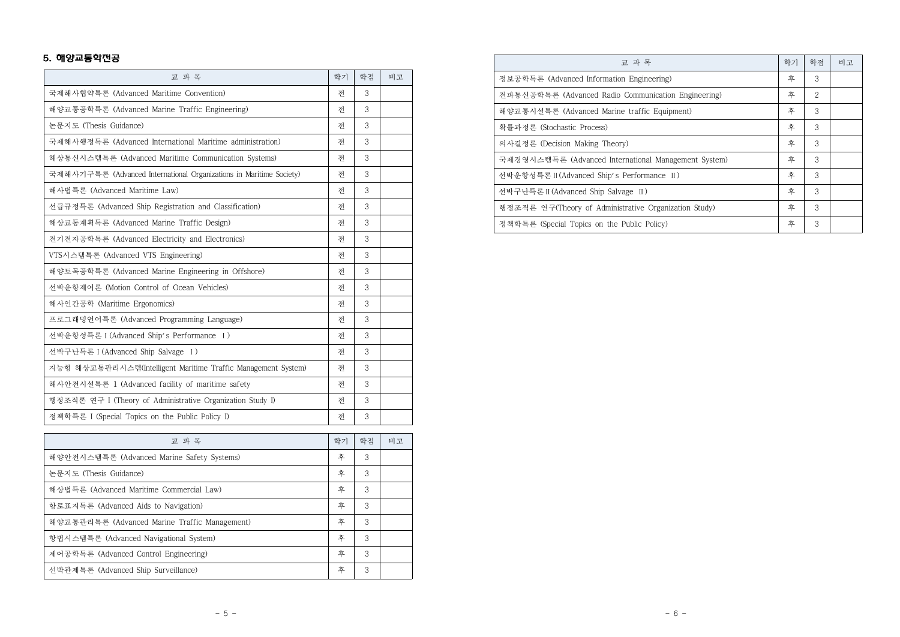## 5. 해양교통학전공

| 교 과 목 | 학기 | 학점 | 비고 |
|---|---|---|---|
| 국제해사협약특론 (Advanced Maritime Convention) | 전 | 3 | |
| 해양교통공학특론 (Advanced Marine Traffic Engineering) | 전 | 3 | |
| 논문지도 (Thesis Guidance) | 전 | 3 | |
| 국제해사행정특론 (Advanced International Maritime administration) | 전 | 3 | |
| 해상통신시스템특론 (Advanced Maritime Communication Systems) | 전 | 3 | |
| 국제해사기구특론 (Advanced International Organizations in Maritime Society) | 전 | 3 | |
| 해사법특론 (Advanced Maritime Law) | 전 | 3 | |
| 선급규정특론 (Advanced Ship Registration and Classification) | 전 | 3 | |
| 해상교통계획특론 (Advanced Marine Traffic Design) | 전 | 3 | |
| 전기전자공학특론 (Advanced Electricity and Electronics) | 전 | 3 | |
| VTS시스템특론 (Advanced VTS Engineering) | 전 | 3 | |
| 해양토목공학특론 (Advanced Marine Engineering in Offshore) | 전 | 3 | |
| 선박운항제어론 (Motion Control of Ocean Vehicles) | 전 | 3 | |
| 해사인간공학 (Maritime Ergonomics) | 전 | 3 | |
| 프로그래밍언어특론 (Advanced Programming Language) | 전 | 3 | |
| 선박운항성특론Ⅰ(Advanced Ship's Performance Ⅰ) | 전 | 3 | |
| 선박구난특론Ⅰ(Advanced Ship Salvage Ⅰ) | 전 | 3 | |
| 지능형 해상교통관리시스템(Intelligent Maritime Traffic Management System) | 전 | 3 | |
| 해사안전시설특론 1 (Advanced facility of maritime safety | 전 | 3 | |
| 행정조직론 연구 I (Theory of Administrative Organization Study I) | 전 | 3 | |
| 정책학특론 I (Special Topics on the Public Policy I) | 전 | 3 | |

| 교 과 목 | 학기 | 학점 | 비고 |
|---|---|---|---|
| 해양안전시스템특론 (Advanced Marine Safety Systems) | 후 | 3 | |
| 논문지도 (Thesis Guidance) | 후 | 3 | |
| 해상법특론 (Advanced Maritime Commercial Law) | 후 | 3 | |
| 항로표지특론 (Advanced Aids to Navigation) | 후 | 3 | |
| 해양교통관리특론 (Advanced Marine Traffic Management) | 후 | 3 | |
| 항법시스템특론 (Advanced Navigational System) | 후 | 3 | |
| 제어공학특론 (Advanced Control Engineering) | 후 | 3 | |
| 선박관제특론 (Advanced Ship Surveillance) | 후 | 3 | |
| 정보공학특론 (Advanced Information Engineering) | 후 | 3 | |
| 전파통신공학특론 (Advanced Radio Communication Engineering) | 후 | 2 | |
| 해양교통시설특론 (Advanced Marine traffic Equipment) | 후 | 3 | |
| 확률과정론 (Stochastic Process) | 후 | 3 | |
| 의사결정론 (Decision Making Theory) | 후 | 3 | |
| 국제경영시스템특론 (Advanced International Management System) | 후 | 3 | |
| 선박운항성특론Ⅱ(Advanced Ship's Performance Ⅱ) | 후 | 3 | |
| 선박구난특론Ⅱ(Advanced Ship Salvage Ⅱ) | 후 | 3 | |
| 행정조직론 연구(Theory of Administrative Organization Study) | 후 | 3 | |
| 정책학특론 (Special Topics on the Public Policy) | 후 | 3 | |